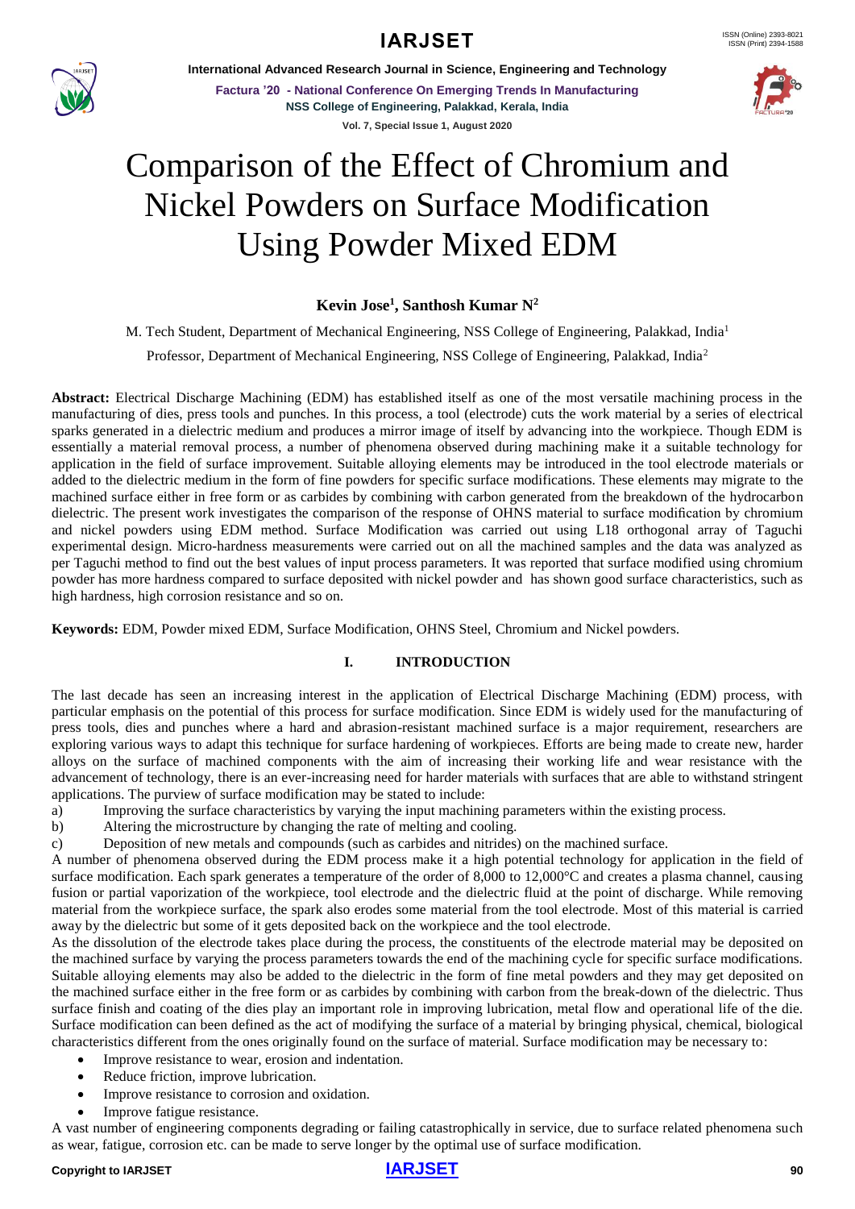# Comparison of the Effect of Chromium and Nickel Powders on Surface Modification Using Powder Mixed EDM

**Kevin Jose[1], Santhosh Kumar N[2]**

M. Tech Student, Department of Mechanical Engineering, NSS College of Engineering, Palakkad, India[1]

Professor, Department of Mechanical Engineering, NSS College of Engineering, Palakkad, India[2]

**Abstract:** Electrical Discharge Machining (EDM) has established itself as one of the most versatile machining process in the manufacturing of dies, press tools and punches. In this process, a tool (electrode) cuts the work material by a series of electrical sparks generated in a dielectric medium and produces a mirror image of itself by advancing into the workpiece. Though EDM is essentially a material removal process, a number of phenomena observed during machining make it a suitable technology for application in the field of surface improvement. Suitable alloying elements may be introduced in the tool electrode materials or added to the dielectric medium in the form of fine powders for specific surface modifications. These elements may migrate to the machined surface either in free form or as carbides by combining with carbon generated from the breakdown of the hydrocarbon dielectric. The present work investigates the comparison of the response of OHNS material to surface modification by chromium and nickel powders using EDM method. Surface Modification was carried out using L18 orthogonal array of Taguchi experimental design. Micro-hardness measurements were carried out on all the machined samples and the data was analyzed as per Taguchi method to find out the best values of input process parameters. It was reported that surface modified using chromium powder has more hardness compared to surface deposited with nickel powder and has shown good surface characteristics, such as high hardness, high corrosion resistance and so on.

**Keywords:** EDM, Powder mixed EDM, Surface Modification, OHNS Steel, Chromium and Nickel powders.

## I. INTRODUCTION

The last decade has seen an increasing interest in the application of Electrical Discharge Machining (EDM) process, with particular emphasis on the potential of this process for surface modification. Since EDM is widely used for the manufacturing of press tools, dies and punches where a hard and abrasion-resistant machined surface is a major requirement, researchers are exploring various ways to adapt this technique for surface hardening of workpieces. Efforts are being made to create new, harder alloys on the surface of machined components with the aim of increasing their working life and wear resistance with the advancement of technology, there is an ever-increasing need for harder materials with surfaces that are able to withstand stringent applications. The purview of surface modification may be stated to include:

a) Improving the surface characteristics by varying the input machining parameters within the existing process.
b) Altering the microstructure by changing the rate of melting and cooling.
c) Deposition of new metals and compounds (such as carbides and nitrides) on the machined surface.

A number of phenomena observed during the EDM process make it a high potential technology for application in the field of surface modification. Each spark generates a temperature of the order of 8,000 to 12,000°C and creates a plasma channel, causing fusion or partial vaporization of the workpiece, tool electrode and the dielectric fluid at the point of discharge. While removing material from the workpiece surface, the spark also erodes some material from the tool electrode. Most of this material is carried away by the dielectric but some of it gets deposited back on the workpiece and the tool electrode.

As the dissolution of the electrode takes place during the process, the constituents of the electrode material may be deposited on the machined surface by varying the process parameters towards the end of the machining cycle for specific surface modifications. Suitable alloying elements may also be added to the dielectric in the form of fine metal powders and they may get deposited on the machined surface either in the free form or as carbides by combining with carbon from the break-down of the dielectric. Thus surface finish and coating of the dies play an important role in improving lubrication, metal flow and operational life of the die. Surface modification can been defined as the act of modifying the surface of a material by bringing physical, chemical, biological characteristics different from the ones originally found on the surface of material. Surface modification may be necessary to:

- Improve resistance to wear, erosion and indentation.
- Reduce friction, improve lubrication.
- Improve resistance to corrosion and oxidation.
- Improve fatigue resistance.

A vast number of engineering components degrading or failing catastrophically in service, due to surface related phenomena such as wear, fatigue, corrosion etc. can be made to serve longer by the optimal use of surface modification.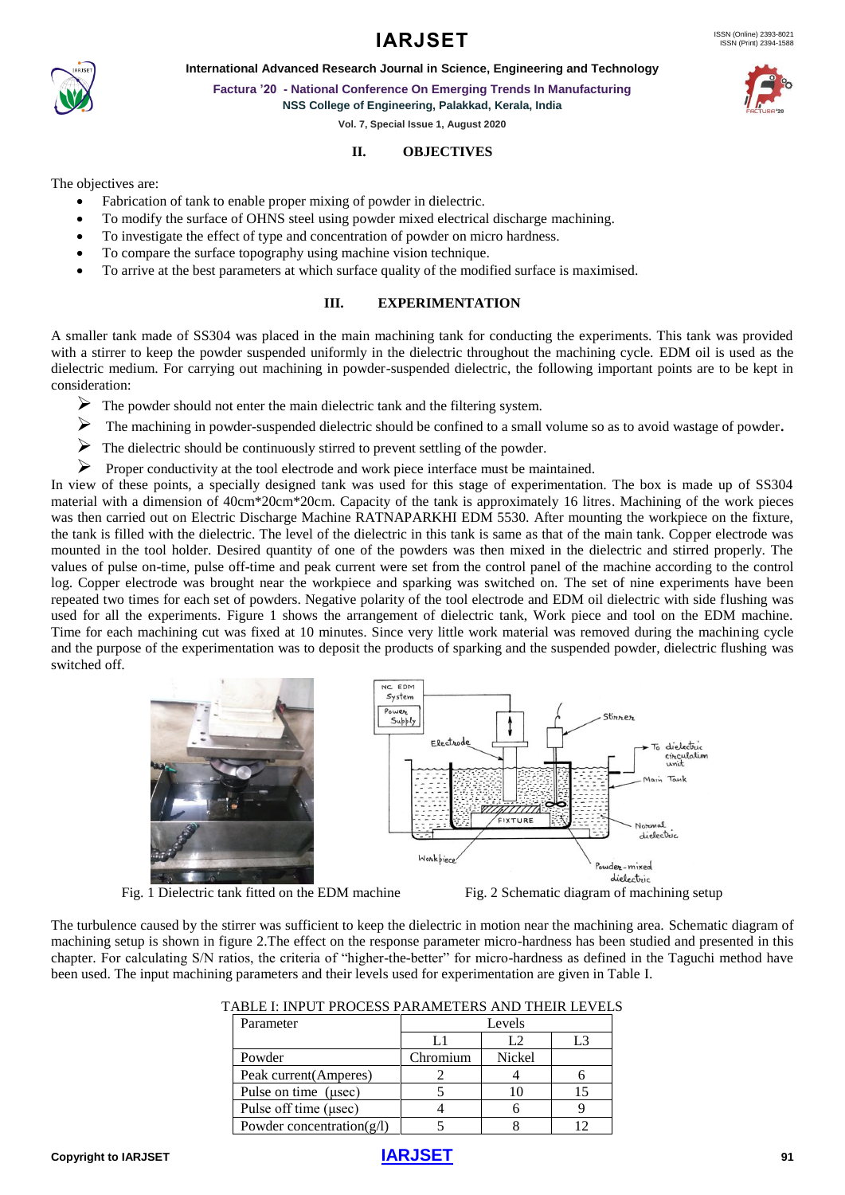## II. OBJECTIVES

The objectives are:

- Fabrication of tank to enable proper mixing of powder in dielectric.
- To modify the surface of OHNS steel using powder mixed electrical discharge machining.
- To investigate the effect of type and concentration of powder on micro hardness.
- To compare the surface topography using machine vision technique.
- To arrive at the best parameters at which surface quality of the modified surface is maximised.

## III. EXPERIMENTATION

A smaller tank made of SS304 was placed in the main machining tank for conducting the experiments. This tank was provided with a stirrer to keep the powder suspended uniformly in the dielectric throughout the machining cycle. EDM oil is used as the dielectric medium. For carrying out machining in powder-suspended dielectric, the following important points are to be kept in consideration:

- The powder should not enter the main dielectric tank and the filtering system.
- The machining in powder-suspended dielectric should be confined to a small volume so as to avoid wastage of powder.
- The dielectric should be continuously stirred to prevent settling of the powder.
- Proper conductivity at the tool electrode and work piece interface must be maintained.

In view of these points, a specially designed tank was used for this stage of experimentation. The box is made up of SS304 material with a dimension of 40cm*20cm*20cm. Capacity of the tank is approximately 16 litres. Machining of the work pieces was then carried out on Electric Discharge Machine RATNAPARKHI EDM 5530. After mounting the workpiece on the fixture, the tank is filled with the dielectric. The level of the dielectric in this tank is same as that of the main tank. Copper electrode was mounted in the tool holder. Desired quantity of one of the powders was then mixed in the dielectric and stirred properly. The values of pulse on-time, pulse off-time and peak current were set from the control panel of the machine according to the control log. Copper electrode was brought near the workpiece and sparking was switched on. The set of nine experiments have been repeated two times for each set of powders. Negative polarity of the tool electrode and EDM oil dielectric with side flushing was used for all the experiments. Figure 1 shows the arrangement of dielectric tank, Work piece and tool on the EDM machine. Time for each machining cut was fixed at 10 minutes. Since very little work material was removed during the machining cycle and the purpose of the experimentation was to deposit the products of sparking and the suspended powder, dielectric flushing was switched off.

Fig. 1 Dielectric tank fitted on the EDM machine

Fig. 2 Schematic diagram of machining setup

The turbulence caused by the stirrer was sufficient to keep the dielectric in motion near the machining area. Schematic diagram of machining setup is shown in figure 2.The effect on the response parameter micro-hardness has been studied and presented in this chapter. For calculating S/N ratios, the criteria of "higher-the-better" for micro-hardness as defined in the Taguchi method have been used. The input machining parameters and their levels used for experimentation are given in Table I.

TABLE I: INPUT PROCESS PARAMETERS AND THEIR LEVELS

| Parameter | Levels | | |
|---|---|---|---|
| | L1 | L2 | L3 |
| Powder | Chromium | Nickel | |
| Peak current(Amperes) | 2 | 4 | 6 |
| Pulse on time (μsec) | 5 | 10 | 15 |
| Pulse off time (μsec) | 4 | 6 | 9 |
| Powder concentration(g/l) | 5 | 8 | 12 |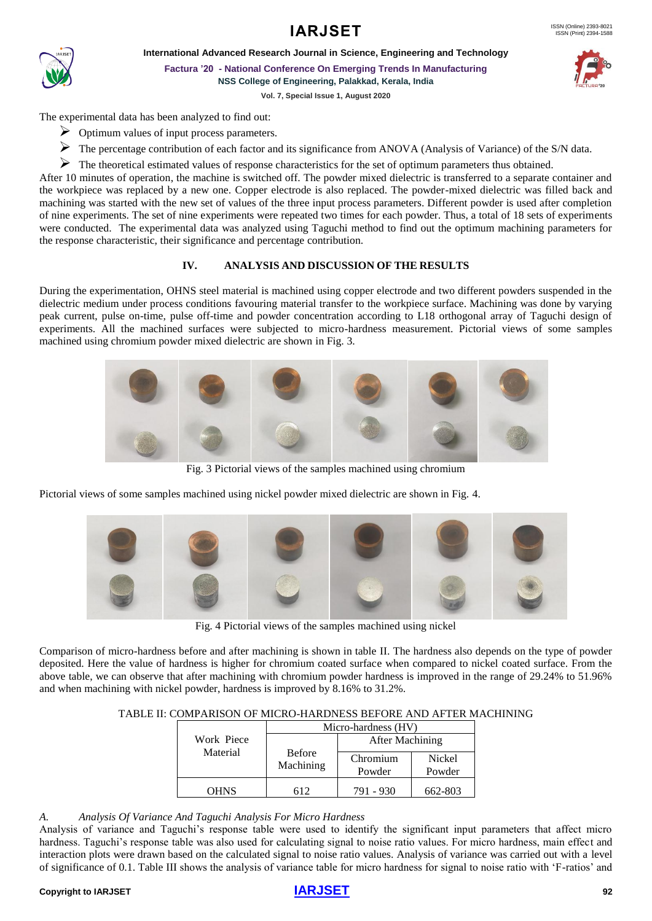The experimental data has been analyzed to find out:

- Optimum values of input process parameters.
- The percentage contribution of each factor and its significance from ANOVA (Analysis of Variance) of the S/N data.
- The theoretical estimated values of response characteristics for the set of optimum parameters thus obtained.

After 10 minutes of operation, the machine is switched off. The powder mixed dielectric is transferred to a separate container and the workpiece was replaced by a new one. Copper electrode is also replaced. The powder-mixed dielectric was filled back and machining was started with the new set of values of the three input process parameters. Different powder is used after completion of nine experiments. The set of nine experiments were repeated two times for each powder. Thus, a total of 18 sets of experiments were conducted. The experimental data was analyzed using Taguchi method to find out the optimum machining parameters for the response characteristic, their significance and percentage contribution.

## IV. ANALYSIS AND DISCUSSION OF THE RESULTS

During the experimentation, OHNS steel material is machined using copper electrode and two different powders suspended in the dielectric medium under process conditions favouring material transfer to the workpiece surface. Machining was done by varying peak current, pulse on-time, pulse off-time and powder concentration according to L18 orthogonal array of Taguchi design of experiments. All the machined surfaces were subjected to micro-hardness measurement. Pictorial views of some samples machined using chromium powder mixed dielectric are shown in Fig. 3.

Fig. 3 Pictorial views of the samples machined using chromium

Pictorial views of some samples machined using nickel powder mixed dielectric are shown in Fig. 4.

Fig. 4 Pictorial views of the samples machined using nickel

Comparison of micro-hardness before and after machining is shown in table II. The hardness also depends on the type of powder deposited. Here the value of hardness is higher for chromium coated surface when compared to nickel coated surface. From the above table, we can observe that after machining with chromium powder hardness is improved in the range of 29.24% to 51.96% and when machining with nickel powder, hardness is improved by 8.16% to 31.2%.

TABLE II: COMPARISON OF MICRO-HARDNESS BEFORE AND AFTER MACHINING

| Work Piece Material | Micro-hardness (HV) | | |
|---|---|---|---|
| | Before Machining | After Machining | |
| | | Chromium Powder | Nickel Powder |
| OHNS | 612 | 791 - 930 | 662-803 |

### *A. Analysis Of Variance And Taguchi Analysis For Micro Hardness*

Analysis of variance and Taguchi's response table were used to identify the significant input parameters that affect micro hardness. Taguchi's response table was also used for calculating signal to noise ratio values. For micro hardness, main effect and interaction plots were drawn based on the calculated signal to noise ratio values. Analysis of variance was carried out with a level of significance of 0.1. Table III shows the analysis of variance table for micro hardness for signal to noise ratio with 'F-ratios' and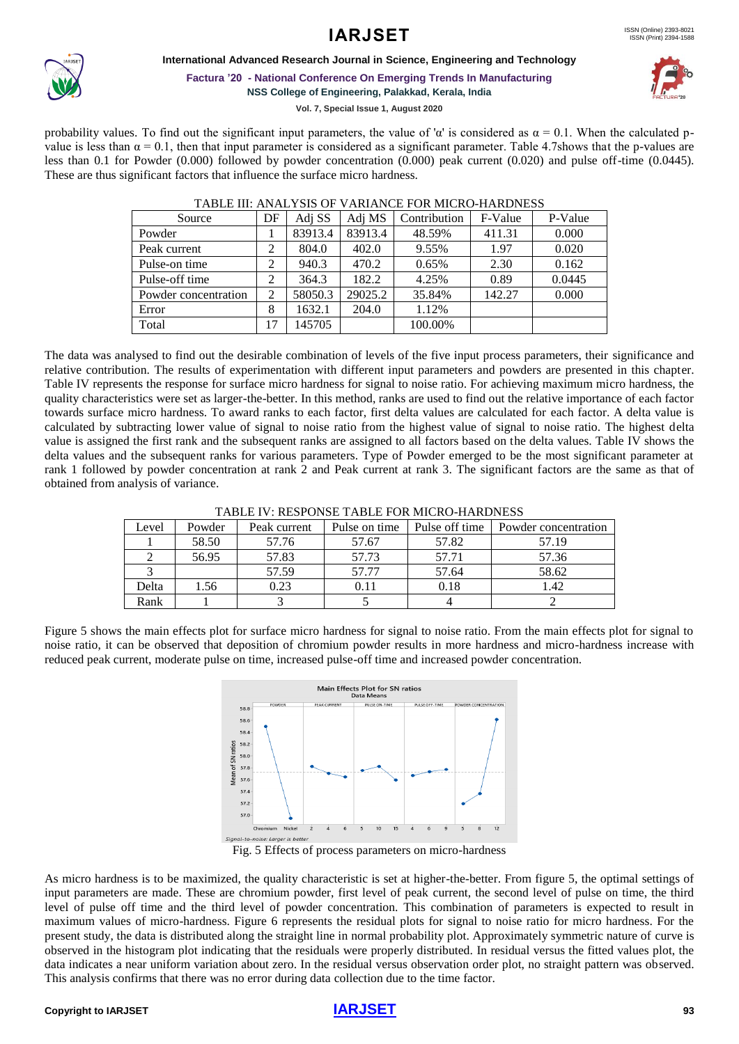probability values. To find out the significant input parameters, the value of 'α' is considered as $\alpha = 0.1$. When the calculated p-value is less than $\alpha = 0.1$, then that input parameter is considered as a significant parameter. Table 4.7shows that the p-values are less than 0.1 for Powder (0.000) followed by powder concentration (0.000) peak current (0.020) and pulse off-time (0.0445). These are thus significant factors that influence the surface micro hardness.

TABLE III: ANALYSIS OF VARIANCE FOR MICRO-HARDNESS

| Source | DF | Adj SS | Adj MS | Contribution | F-Value | P-Value |
|---|---|---|---|---|---|---|
| Powder | 1 | 83913.4 | 83913.4 | 48.59% | 411.31 | 0.000 |
| Peak current | 2 | 804.0 | 402.0 | 9.55% | 1.97 | 0.020 |
| Pulse-on time | 2 | 940.3 | 470.2 | 0.65% | 2.30 | 0.162 |
| Pulse-off time | 2 | 364.3 | 182.2 | 4.25% | 0.89 | 0.0445 |
| Powder concentration | 2 | 58050.3 | 29025.2 | 35.84% | 142.27 | 0.000 |
| Error | 8 | 1632.1 | 204.0 | 1.12% | | |
| Total | 17 | 145705 | | 100.00% | | |

The data was analysed to find out the desirable combination of levels of the five input process parameters, their significance and relative contribution. The results of experimentation with different input parameters and powders are presented in this chapter. Table IV represents the response for surface micro hardness for signal to noise ratio. For achieving maximum micro hardness, the quality characteristics were set as larger-the-better. In this method, ranks are used to find out the relative importance of each factor towards surface micro hardness. To award ranks to each factor, first delta values are calculated for each factor. A delta value is calculated by subtracting lower value of signal to noise ratio from the highest value of signal to noise ratio. The highest delta value is assigned the first rank and the subsequent ranks are assigned to all factors based on the delta values. Table IV shows the delta values and the subsequent ranks for various parameters. Type of Powder emerged to be the most significant parameter at rank 1 followed by powder concentration at rank 2 and Peak current at rank 3. The significant factors are the same as that of obtained from analysis of variance.

TABLE IV: RESPONSE TABLE FOR MICRO-HARDNESS

| Level | Powder | Peak current | Pulse on time | Pulse off time | Powder concentration |
|---|---|---|---|---|---|
| 1 | 58.50 | 57.76 | 57.67 | 57.82 | 57.19 |
| 2 | 56.95 | 57.83 | 57.73 | 57.71 | 57.36 |
| 3 | | 57.59 | 57.77 | 57.64 | 58.62 |
| Delta | 1.56 | 0.23 | 0.11 | 0.18 | 1.42 |
| Rank | 1 | 3 | 5 | 4 | 2 |

Figure 5 shows the main effects plot for surface micro hardness for signal to noise ratio. From the main effects plot for signal to noise ratio, it can be observed that deposition of chromium powder results in more hardness and micro-hardness increase with reduced peak current, moderate pulse on time, increased pulse-off time and increased powder concentration.

Fig. 5 Effects of process parameters on micro-hardness

As micro hardness is to be maximized, the quality characteristic is set at higher-the-better. From figure 5, the optimal settings of input parameters are made. These are chromium powder, first level of peak current, the second level of pulse on time, the third level of pulse off time and the third level of powder concentration. This combination of parameters is expected to result in maximum values of micro-hardness. Figure 6 represents the residual plots for signal to noise ratio for micro hardness. For the present study, the data is distributed along the straight line in normal probability plot. Approximately symmetric nature of curve is observed in the histogram plot indicating that the residuals were properly distributed. In residual versus the fitted values plot, the data indicates a near uniform variation about zero. In the residual versus observation order plot, no straight pattern was observed. This analysis confirms that there was no error during data collection due to the time factor.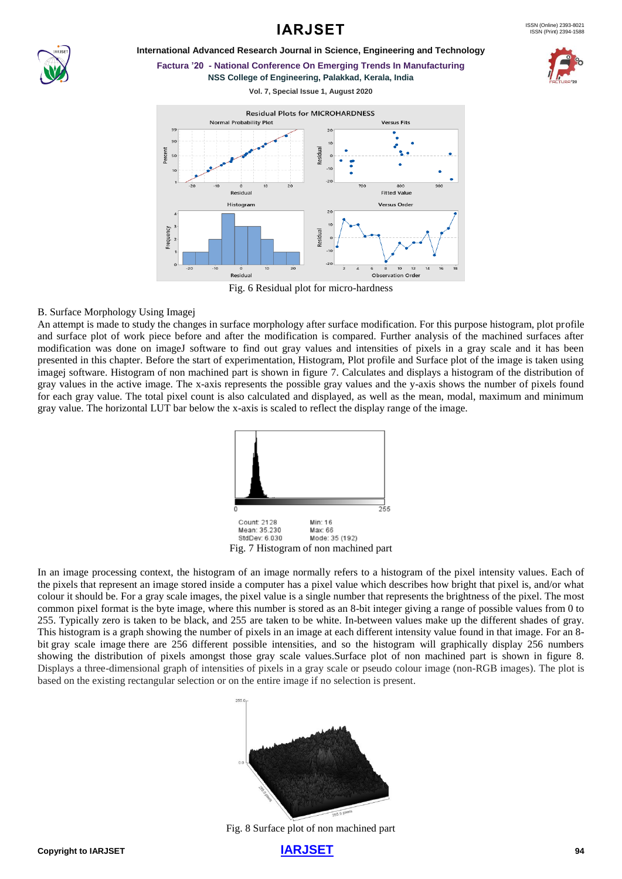Fig. 6 Residual plot for micro-hardness

B. Surface Morphology Using Imagej

An attempt is made to study the changes in surface morphology after surface modification. For this purpose histogram, plot profile and surface plot of work piece before and after the modification is compared. Further analysis of the machined surfaces after modification was done on imageJ software to find out gray values and intensities of pixels in a gray scale and it has been presented in this chapter. Before the start of experimentation, Histogram, Plot profile and Surface plot of the image is taken using imagej software. Histogram of non machined part is shown in figure 7. Calculates and displays a histogram of the distribution of gray values in the active image. The x-axis represents the possible gray values and the y-axis shows the number of pixels found for each gray value. The total pixel count is also calculated and displayed, as well as the mean, modal, maximum and minimum gray value. The horizontal LUT bar below the x-axis is scaled to reflect the display range of the image.

Count: 2128 Min: 16
Mean: 35.230 Max: 66
StdDev: 6.030 Mode: 35 (192)

Fig. 7 Histogram of non machined part

In an image processing context, the histogram of an image normally refers to a histogram of the pixel intensity values. Each of the pixels that represent an image stored inside a computer has a pixel value which describes how bright that pixel is, and/or what colour it should be. For a gray scale images, the pixel value is a single number that represents the brightness of the pixel. The most common pixel format is the byte image, where this number is stored as an 8-bit integer giving a range of possible values from 0 to 255. Typically zero is taken to be black, and 255 are taken to be white. In-between values make up the different shades of gray. This histogram is a graph showing the number of pixels in an image at each different intensity value found in that image. For an 8-bit gray scale image there are 256 different possible intensities, and so the histogram will graphically display 256 numbers showing the distribution of pixels amongst those gray scale values.Surface plot of non machined part is shown in figure 8. Displays a three-dimensional graph of intensities of pixels in a gray scale or pseudo colour image (non-RGB images). The plot is based on the existing rectangular selection or on the entire image if no selection is present.

Fig. 8 Surface plot of non machined part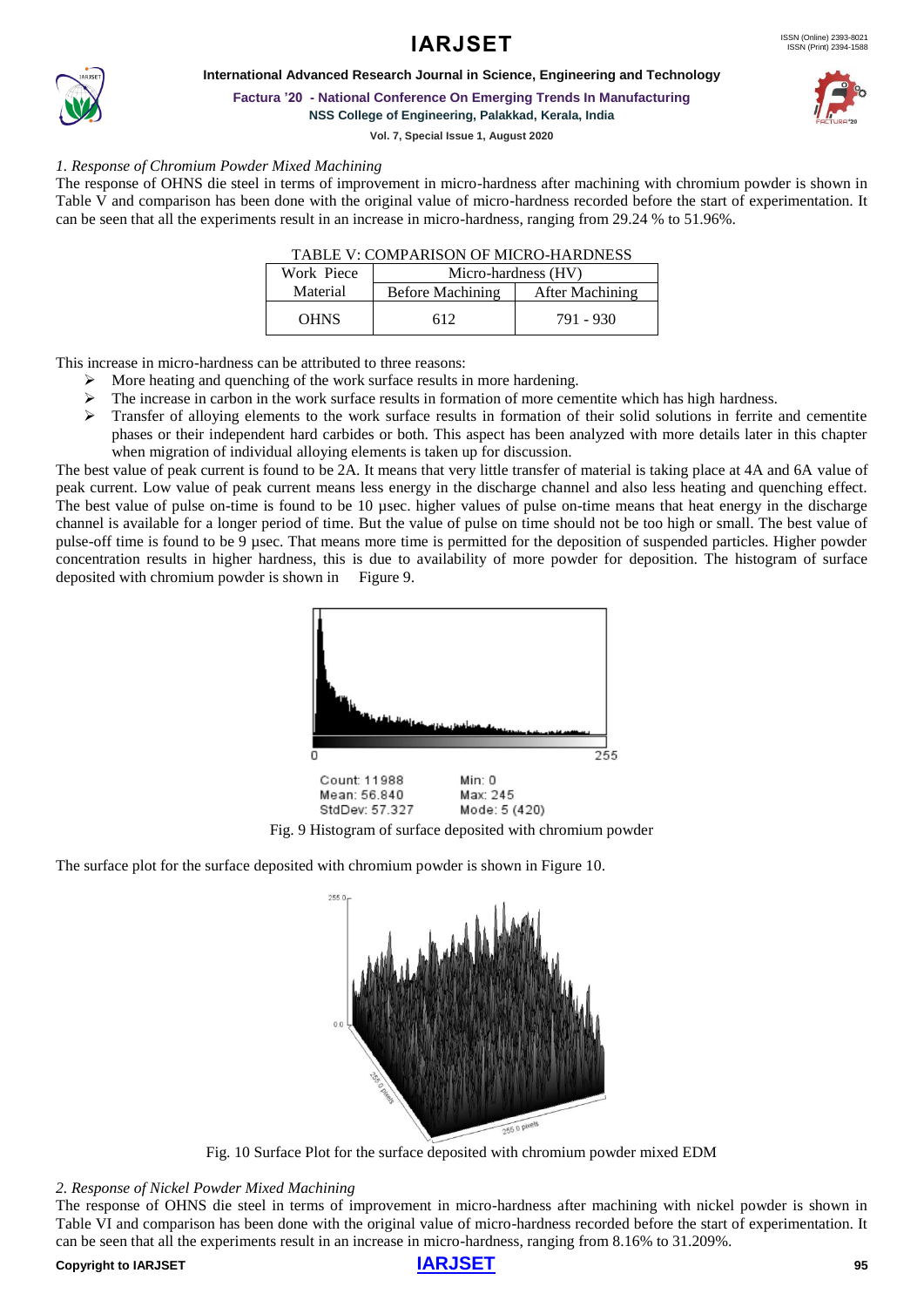*1. Response of Chromium Powder Mixed Machining*

The response of OHNS die steel in terms of improvement in micro-hardness after machining with chromium powder is shown in Table V and comparison has been done with the original value of micro-hardness recorded before the start of experimentation. It can be seen that all the experiments result in an increase in micro-hardness, ranging from 29.24 % to 51.96%.

TABLE V: COMPARISON OF MICRO-HARDNESS

| Work Piece Material | Micro-hardness (HV) | |
|---|---|---|
| | Before Machining | After Machining |
| OHNS | 612 | 791 - 930 |

This increase in micro-hardness can be attributed to three reasons:

- More heating and quenching of the work surface results in more hardening.
- The increase in carbon in the work surface results in formation of more cementite which has high hardness.
- Transfer of alloying elements to the work surface results in formation of their solid solutions in ferrite and cementite phases or their independent hard carbides or both. This aspect has been analyzed with more details later in this chapter when migration of individual alloying elements is taken up for discussion.

The best value of peak current is found to be 2A. It means that very little transfer of material is taking place at 4A and 6A value of peak current. Low value of peak current means less energy in the discharge channel and also less heating and quenching effect. The best value of pulse on-time is found to be 10 µsec. higher values of pulse on-time means that heat energy in the discharge channel is available for a longer period of time. But the value of pulse on time should not be too high or small. The best value of pulse-off time is found to be 9 µsec. That means more time is permitted for the deposition of suspended particles. Higher powder concentration results in higher hardness, this is due to availability of more powder for deposition. The histogram of surface deposited with chromium powder is shown in Figure 9.

Count: 11988 Min: 0
Mean: 56.840 Max: 245
StdDev: 57.327 Mode: 5 (420)

Fig. 9 Histogram of surface deposited with chromium powder

The surface plot for the surface deposited with chromium powder is shown in Figure 10.

Fig. 10 Surface Plot for the surface deposited with chromium powder mixed EDM

*2. Response of Nickel Powder Mixed Machining*

The response of OHNS die steel in terms of improvement in micro-hardness after machining with nickel powder is shown in Table VI and comparison has been done with the original value of micro-hardness recorded before the start of experimentation. It can be seen that all the experiments result in an increase in micro-hardness, ranging from 8.16% to 31.209%.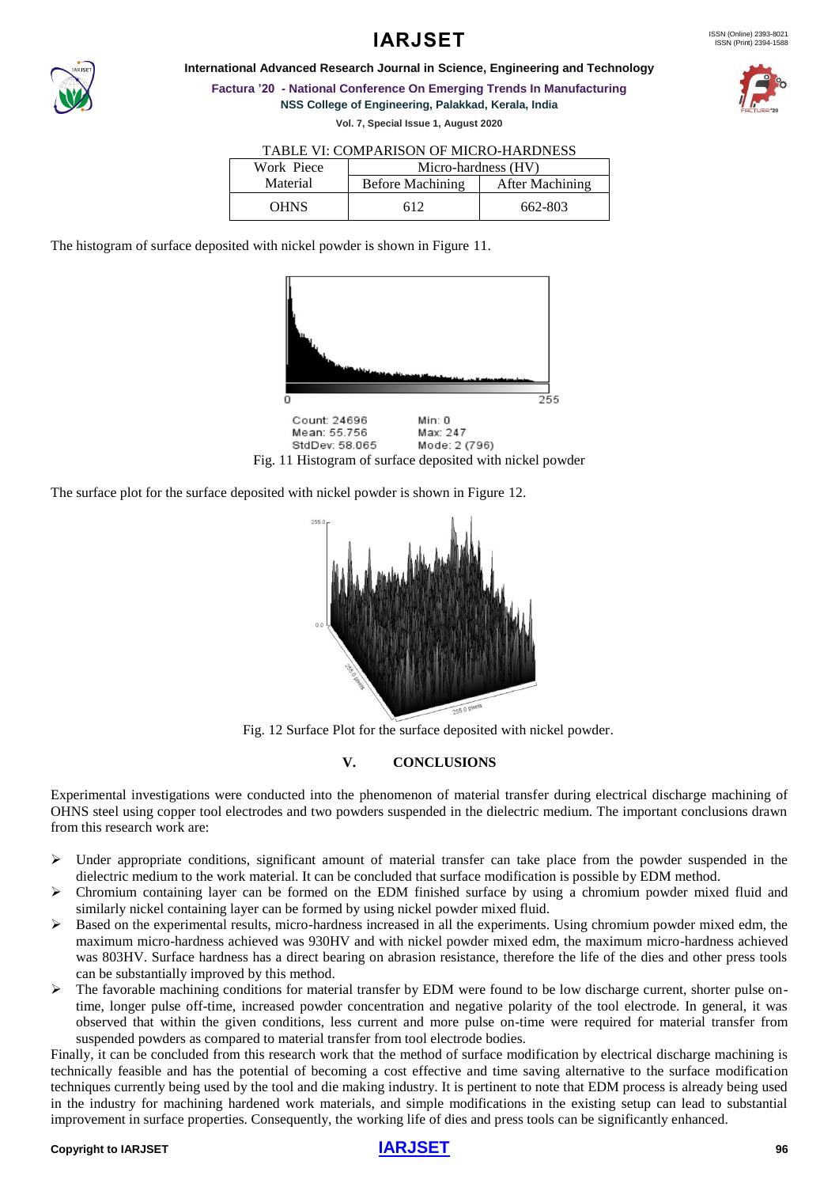TABLE VI: COMPARISON OF MICRO-HARDNESS

| Work Piece Material | Micro-hardness (HV) | |
|---|---|---|
| | Before Machining | After Machining |
| OHNS | 612 | 662-803 |

The histogram of surface deposited with nickel powder is shown in Figure 11.

Count: 24696 Min: 0
Mean: 55.756 Max: 247
StdDev: 58.065 Mode: 2 (796)

Fig. 11 Histogram of surface deposited with nickel powder

The surface plot for the surface deposited with nickel powder is shown in Figure 12.

Fig. 12 Surface Plot for the surface deposited with nickel powder.

## V. CONCLUSIONS

Experimental investigations were conducted into the phenomenon of material transfer during electrical discharge machining of OHNS steel using copper tool electrodes and two powders suspended in the dielectric medium. The important conclusions drawn from this research work are:

- Under appropriate conditions, significant amount of material transfer can take place from the powder suspended in the dielectric medium to the work material. It can be concluded that surface modification is possible by EDM method.
- Chromium containing layer can be formed on the EDM finished surface by using a chromium powder mixed fluid and similarly nickel containing layer can be formed by using nickel powder mixed fluid.
- Based on the experimental results, micro-hardness increased in all the experiments. Using chromium powder mixed edm, the maximum micro-hardness achieved was 930HV and with nickel powder mixed edm, the maximum micro-hardness achieved was 803HV. Surface hardness has a direct bearing on abrasion resistance, therefore the life of the dies and other press tools can be substantially improved by this method.
- The favorable machining conditions for material transfer by EDM were found to be low discharge current, shorter pulse on-time, longer pulse off-time, increased powder concentration and negative polarity of the tool electrode. In general, it was observed that within the given conditions, less current and more pulse on-time were required for material transfer from suspended powders as compared to material transfer from tool electrode bodies.

Finally, it can be concluded from this research work that the method of surface modification by electrical discharge machining is technically feasible and has the potential of becoming a cost effective and time saving alternative to the surface modification techniques currently being used by the tool and die making industry. It is pertinent to note that EDM process is already being used in the industry for machining hardened work materials, and simple modifications in the existing setup can lead to substantial improvement in surface properties. Consequently, the working life of dies and press tools can be significantly enhanced.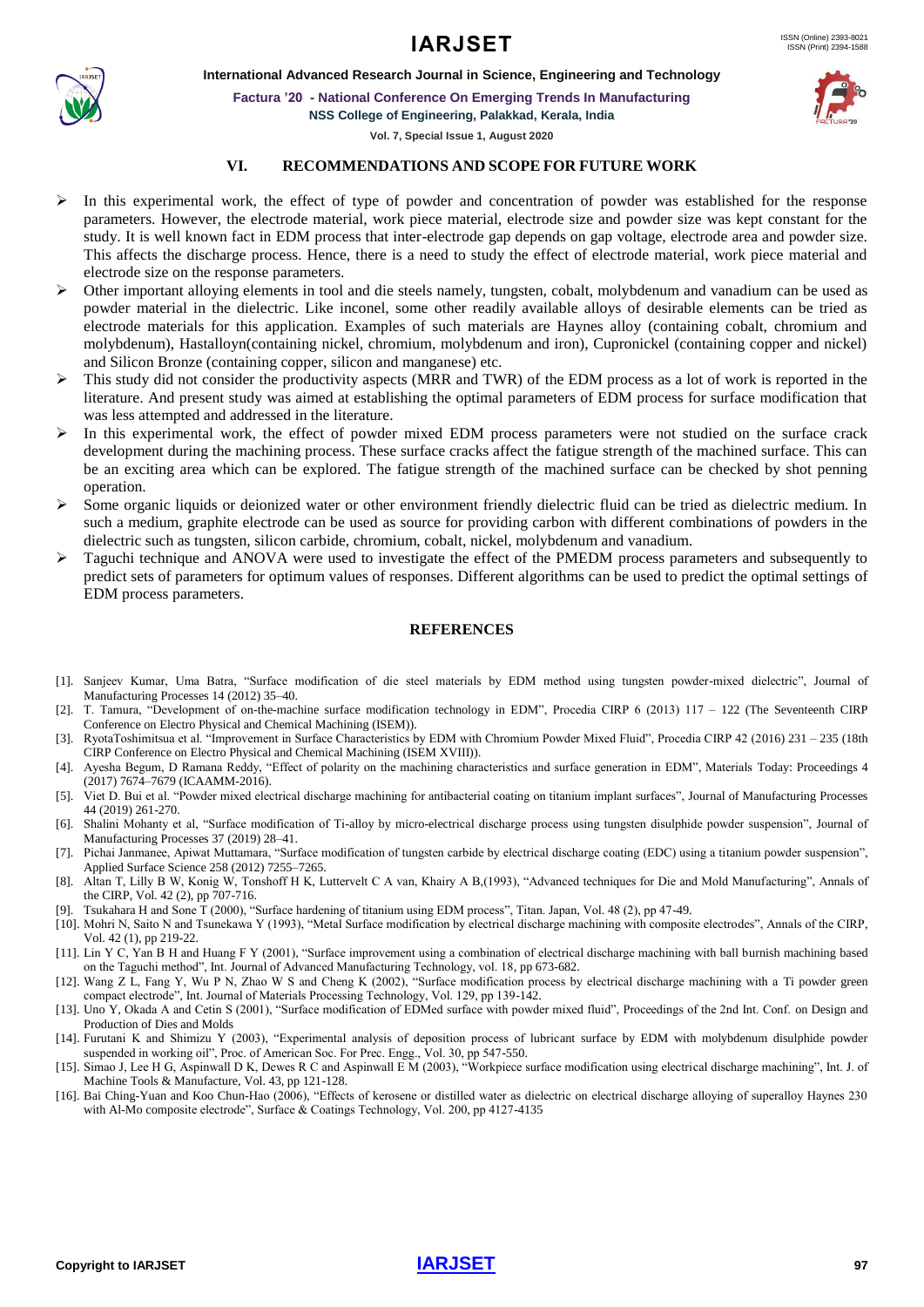## VI. RECOMMENDATIONS AND SCOPE FOR FUTURE WORK

- In this experimental work, the effect of type of powder and concentration of powder was established for the response parameters. However, the electrode material, work piece material, electrode size and powder size was kept constant for the study. It is well known fact in EDM process that inter-electrode gap depends on gap voltage, electrode area and powder size. This affects the discharge process. Hence, there is a need to study the effect of electrode material, work piece material and electrode size on the response parameters.
- Other important alloying elements in tool and die steels namely, tungsten, cobalt, molybdenum and vanadium can be used as powder material in the dielectric. Like inconel, some other readily available alloys of desirable elements can be tried as electrode materials for this application. Examples of such materials are Haynes alloy (containing cobalt, chromium and molybdenum), Hastalloyn(containing nickel, chromium, molybdenum and iron), Cupronickel (containing copper and nickel) and Silicon Bronze (containing copper, silicon and manganese) etc.
- This study did not consider the productivity aspects (MRR and TWR) of the EDM process as a lot of work is reported in the literature. And present study was aimed at establishing the optimal parameters of EDM process for surface modification that was less attempted and addressed in the literature.
- In this experimental work, the effect of powder mixed EDM process parameters were not studied on the surface crack development during the machining process. These surface cracks affect the fatigue strength of the machined surface. This can be an exciting area which can be explored. The fatigue strength of the machined surface can be checked by shot penning operation.
- Some organic liquids or deionized water or other environment friendly dielectric fluid can be tried as dielectric medium. In such a medium, graphite electrode can be used as source for providing carbon with different combinations of powders in the dielectric such as tungsten, silicon carbide, chromium, cobalt, nickel, molybdenum and vanadium.
- Taguchi technique and ANOVA were used to investigate the effect of the PMEDM process parameters and subsequently to predict sets of parameters for optimum values of responses. Different algorithms can be used to predict the optimal settings of EDM process parameters.

## REFERENCES

[1]. Sanjeev Kumar, Uma Batra, "Surface modification of die steel materials by EDM method using tungsten powder-mixed dielectric", Journal of Manufacturing Processes 14 (2012) 35–40.

[2]. T. Tamura, "Development of on-the-machine surface modification technology in EDM", Procedia CIRP 6 (2013) 117 – 122 (The Seventeenth CIRP Conference on Electro Physical and Chemical Machining (ISEM)).

[3]. RyotaToshimitsua et al. "Improvement in Surface Characteristics by EDM with Chromium Powder Mixed Fluid", Procedia CIRP 42 (2016) 231 – 235 (18th CIRP Conference on Electro Physical and Chemical Machining (ISEM XVIII)).

[4]. Ayesha Begum, D Ramana Reddy, "Effect of polarity on the machining characteristics and surface generation in EDM", Materials Today: Proceedings 4 (2017) 7674–7679 (ICAAMM-2016).

[5]. Viet D. Bui et al. "Powder mixed electrical discharge machining for antibacterial coating on titanium implant surfaces", Journal of Manufacturing Processes 44 (2019) 261-270.

[6]. Shalini Mohanty et al, "Surface modification of Ti-alloy by micro-electrical discharge process using tungsten disulphide powder suspension", Journal of Manufacturing Processes 37 (2019) 28–41.

[7]. Pichai Janmanee, Apiwat Muttamara, "Surface modification of tungsten carbide by electrical discharge coating (EDC) using a titanium powder suspension", Applied Surface Science 258 (2012) 7255–7265.

[8]. Altan T, Lilly B W, Konig W, Tonshoff H K, Luttervelt C A van, Khairy A B,(1993), "Advanced techniques for Die and Mold Manufacturing", Annals of the CIRP, Vol. 42 (2), pp 707-716.

[9]. Tsukahara H and Sone T (2000), "Surface hardening of titanium using EDM process", Titan. Japan, Vol. 48 (2), pp 47-49.

[10]. Mohri N, Saito N and Tsunekawa Y (1993), "Metal Surface modification by electrical discharge machining with composite electrodes", Annals of the CIRP, Vol. 42 (1), pp 219-22.

[11]. Lin Y C, Yan B H and Huang F Y (2001), "Surface improvement using a combination of electrical discharge machining with ball burnish machining based on the Taguchi method", Int. Journal of Advanced Manufacturing Technology, vol. 18, pp 673-682.

[12]. Wang Z L, Fang Y, Wu P N, Zhao W S and Cheng K (2002), "Surface modification process by electrical discharge machining with a Ti powder green compact electrode", Int. Journal of Materials Processing Technology, Vol. 129, pp 139-142.

[13]. Uno Y, Okada A and Cetin S (2001), "Surface modification of EDMed surface with powder mixed fluid", Proceedings of the 2nd Int. Conf. on Design and Production of Dies and Molds

[14]. Furutani K and Shimizu Y (2003), "Experimental analysis of deposition process of lubricant surface by EDM with molybdenum disulphide powder suspended in working oil", Proc. of American Soc. For Prec. Engg., Vol. 30, pp 547-550.

[15]. Simao J, Lee H G, Aspinwall D K, Dewes R C and Aspinwall E M (2003), "Workpiece surface modification using electrical discharge machining", Int. J. of Machine Tools & Manufacture, Vol. 43, pp 121-128.

[16]. Bai Ching-Yuan and Koo Chun-Hao (2006), "Effects of kerosene or distilled water as dielectric on electrical discharge alloying of superalloy Haynes 230 with Al-Mo composite electrode", Surface & Coatings Technology, Vol. 200, pp 4127-4135